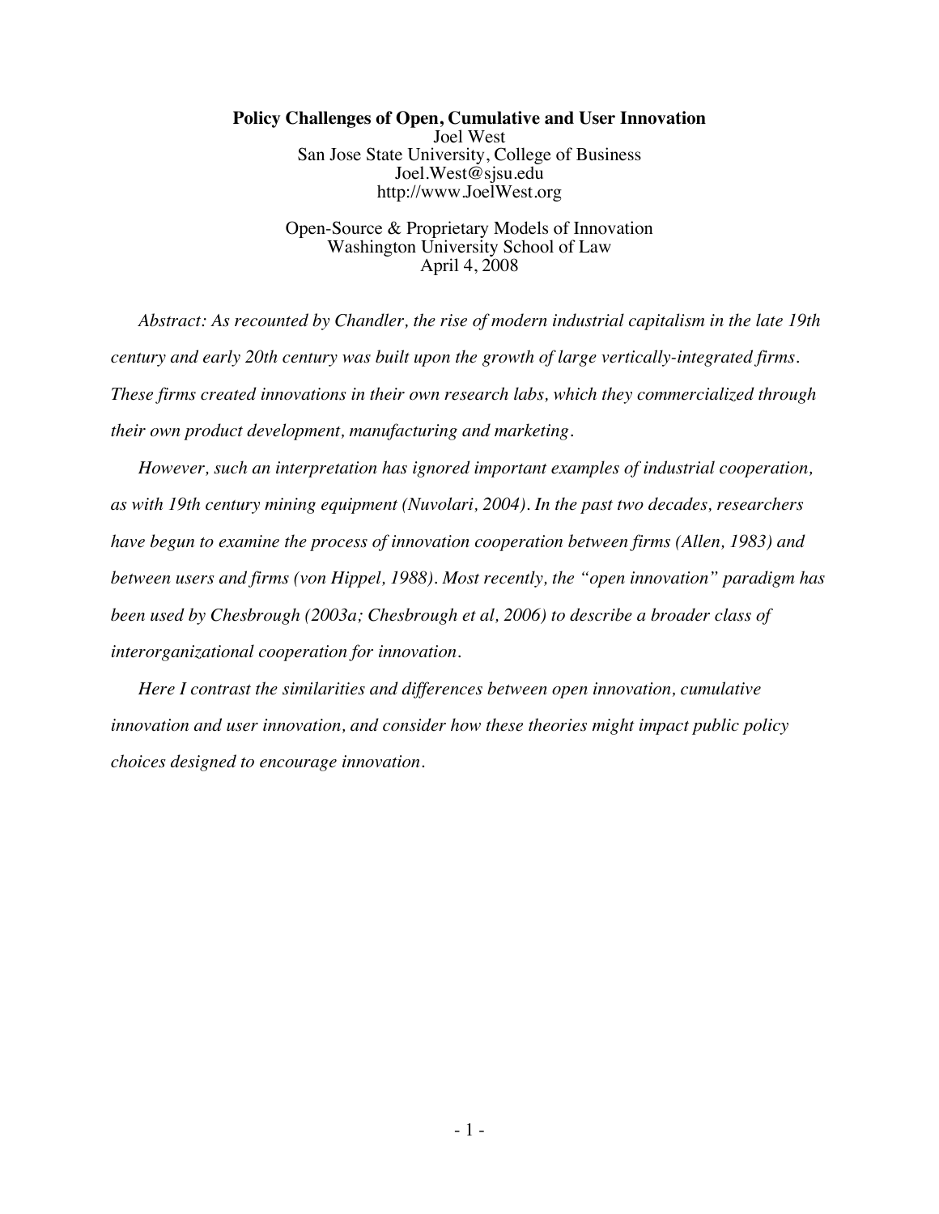# Policy Challenges of Open, Cumulative and User Innovation

Joel West  
San Jose State University, College of Business  
Joel.West@sjsu.edu  
http://www.JoelWest.org

Open-Source & Proprietary Models of Innovation  
Washington University School of Law  
April 4, 2008

*Abstract: As recounted by Chandler, the rise of modern industrial capitalism in the late 19th century and early 20th century was built upon the growth of large vertically-integrated firms. These firms created innovations in their own research labs, which they commercialized through their own product development, manufacturing and marketing.*

*However, such an interpretation has ignored important examples of industrial cooperation, as with 19th century mining equipment (Nuvolari, 2004). In the past two decades, researchers have begun to examine the process of innovation cooperation between firms (Allen, 1983) and between users and firms (von Hippel, 1988). Most recently, the "open innovation" paradigm has been used by Chesbrough (2003a; Chesbrough et al, 2006) to describe a broader class of interorganizational cooperation for innovation.*

*Here I contrast the similarities and differences between open innovation, cumulative innovation and user innovation, and consider how these theories might impact public policy choices designed to encourage innovation.*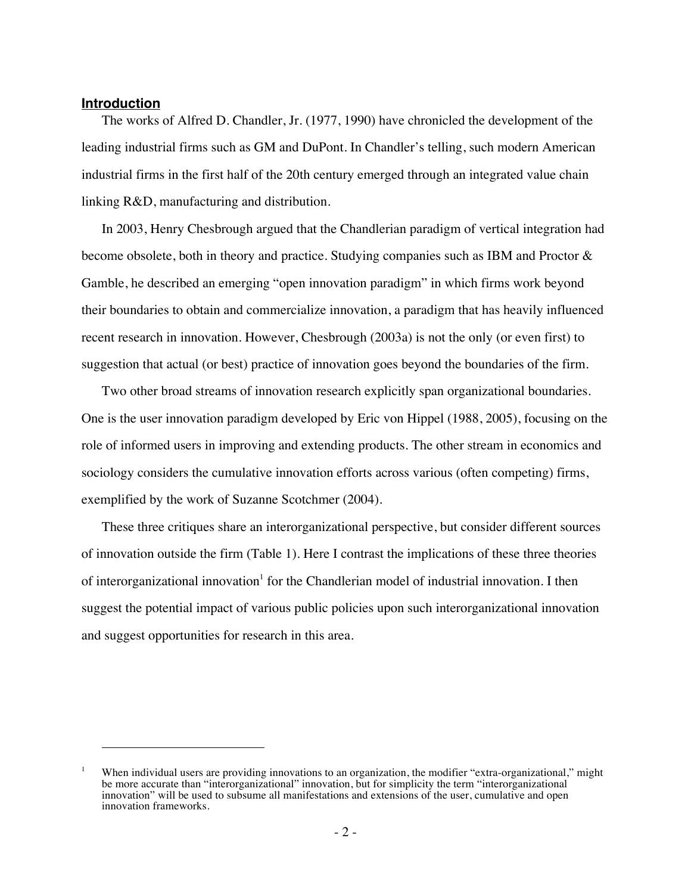## Introduction

The works of Alfred D. Chandler, Jr. (1977, 1990) have chronicled the development of the leading industrial firms such as GM and DuPont. In Chandler's telling, such modern American industrial firms in the first half of the 20th century emerged through an integrated value chain linking R&D, manufacturing and distribution.

In 2003, Henry Chesbrough argued that the Chandlerian paradigm of vertical integration had become obsolete, both in theory and practice. Studying companies such as IBM and Proctor & Gamble, he described an emerging "open innovation paradigm" in which firms work beyond their boundaries to obtain and commercialize innovation, a paradigm that has heavily influenced recent research in innovation. However, Chesbrough (2003a) is not the only (or even first) to suggestion that actual (or best) practice of innovation goes beyond the boundaries of the firm.

Two other broad streams of innovation research explicitly span organizational boundaries. One is the user innovation paradigm developed by Eric von Hippel (1988, 2005), focusing on the role of informed users in improving and extending products. The other stream in economics and sociology considers the cumulative innovation efforts across various (often competing) firms, exemplified by the work of Suzanne Scotchmer (2004).

These three critiques share an interorganizational perspective, but consider different sources of innovation outside the firm (Table 1). Here I contrast the implications of these three theories of interorganizational innovation[1] for the Chandlerian model of industrial innovation. I then suggest the potential impact of various public policies upon such interorganizational innovation and suggest opportunities for research in this area.

---

[1] When individual users are providing innovations to an organization, the modifier "extra-organizational," might be more accurate than "interorganizational" innovation, but for simplicity the term "interorganizational innovation" will be used to subsume all manifestations and extensions of the user, cumulative and open innovation frameworks.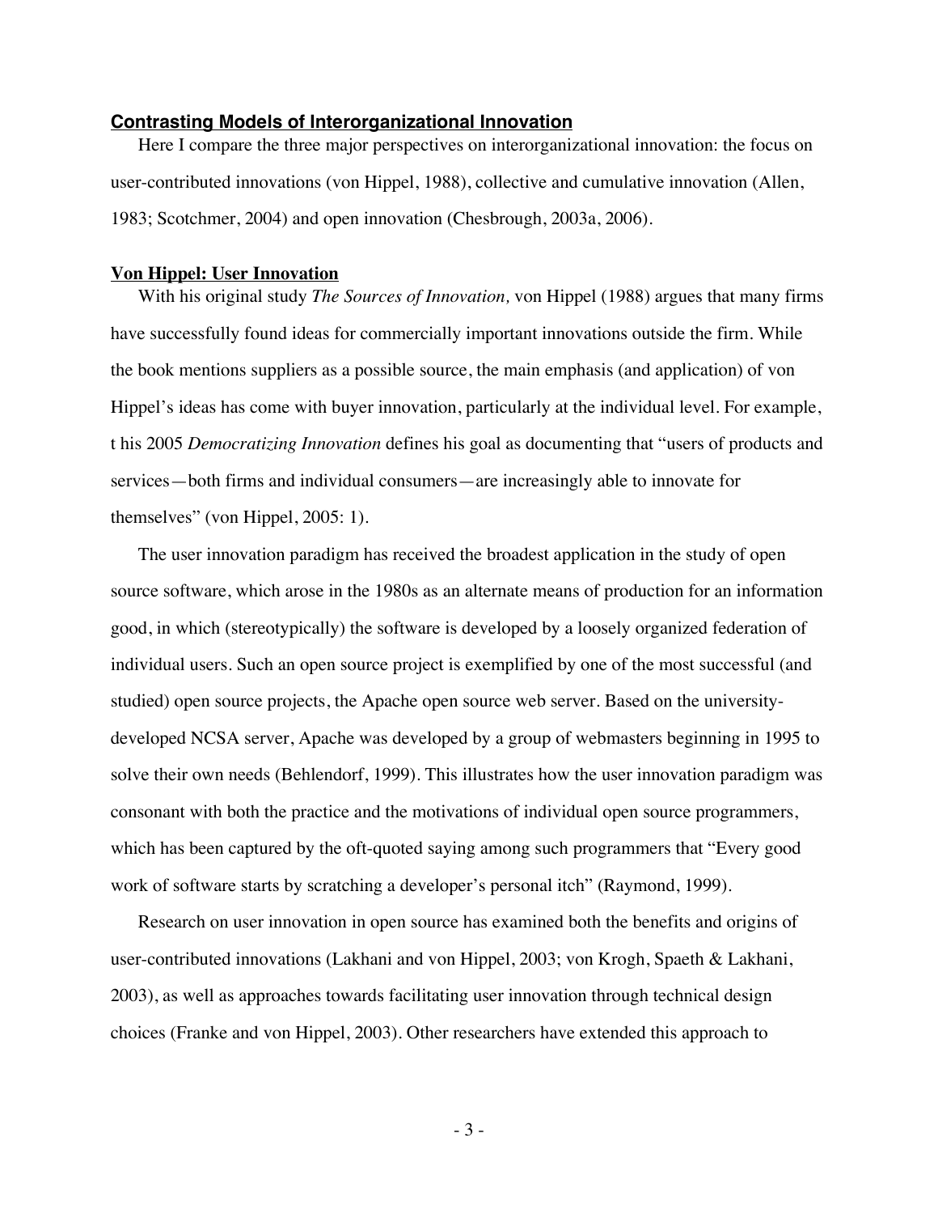## Contrasting Models of Interorganizational Innovation

Here I compare the three major perspectives on interorganizational innovation: the focus on user-contributed innovations (von Hippel, 1988), collective and cumulative innovation (Allen, 1983; Scotchmer, 2004) and open innovation (Chesbrough, 2003a, 2006).

### Von Hippel: User Innovation

With his original study *The Sources of Innovation,* von Hippel (1988) argues that many firms have successfully found ideas for commercially important innovations outside the firm. While the book mentions suppliers as a possible source, the main emphasis (and application) of von Hippel's ideas has come with buyer innovation, particularly at the individual level. For example, t his 2005 *Democratizing Innovation* defines his goal as documenting that "users of products and services—both firms and individual consumers—are increasingly able to innovate for themselves" (von Hippel, 2005: 1).

The user innovation paradigm has received the broadest application in the study of open source software, which arose in the 1980s as an alternate means of production for an information good, in which (stereotypically) the software is developed by a loosely organized federation of individual users. Such an open source project is exemplified by one of the most successful (and studied) open source projects, the Apache open source web server. Based on the university-developed NCSA server, Apache was developed by a group of webmasters beginning in 1995 to solve their own needs (Behlendorf, 1999). This illustrates how the user innovation paradigm was consonant with both the practice and the motivations of individual open source programmers, which has been captured by the oft-quoted saying among such programmers that "Every good work of software starts by scratching a developer's personal itch" (Raymond, 1999).

Research on user innovation in open source has examined both the benefits and origins of user-contributed innovations (Lakhani and von Hippel, 2003; von Krogh, Spaeth & Lakhani, 2003), as well as approaches towards facilitating user innovation through technical design choices (Franke and von Hippel, 2003). Other researchers have extended this approach to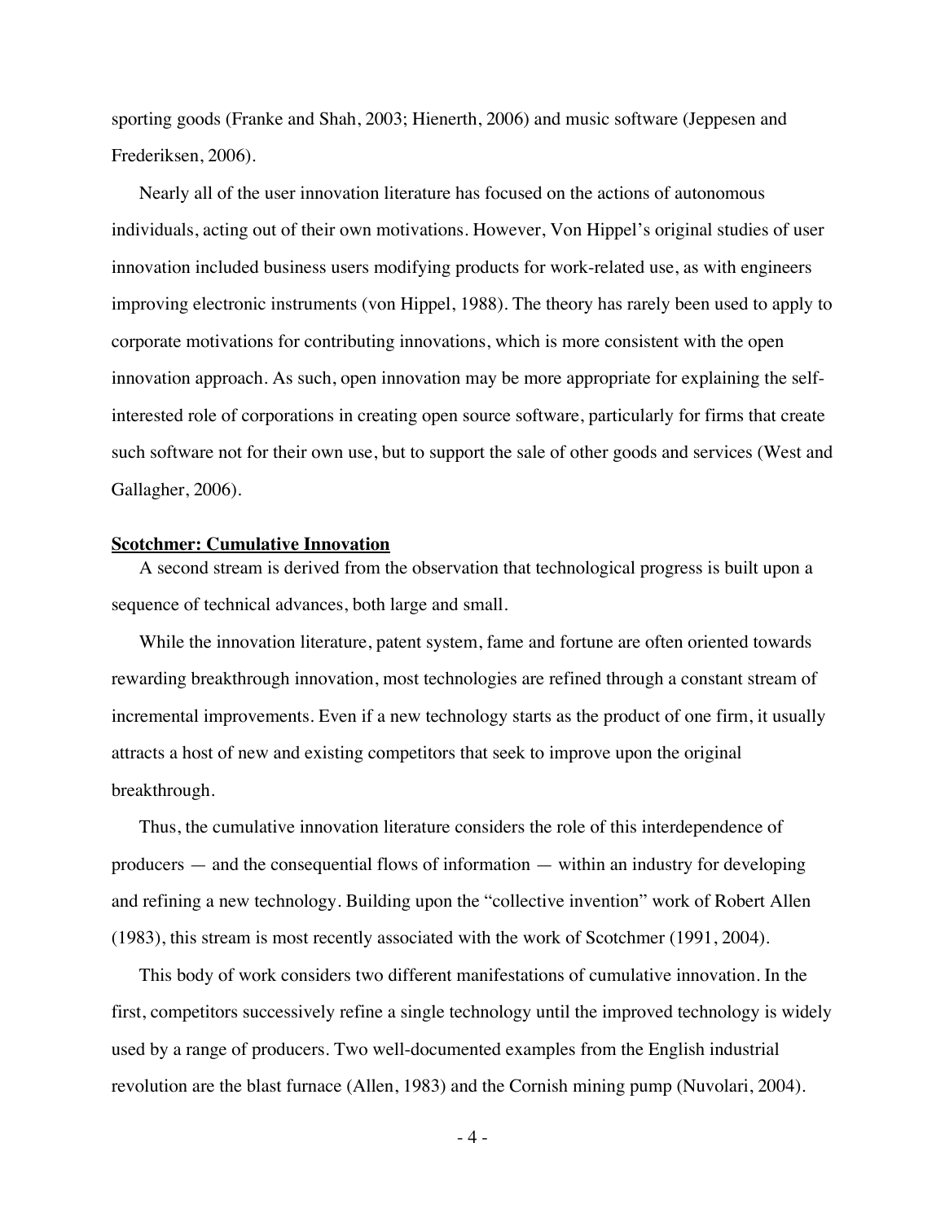sporting goods (Franke and Shah, 2003; Hienerth, 2006) and music software (Jeppesen and Frederiksen, 2006).

Nearly all of the user innovation literature has focused on the actions of autonomous individuals, acting out of their own motivations. However, Von Hippel's original studies of user innovation included business users modifying products for work-related use, as with engineers improving electronic instruments (von Hippel, 1988). The theory has rarely been used to apply to corporate motivations for contributing innovations, which is more consistent with the open innovation approach. As such, open innovation may be more appropriate for explaining the self-interested role of corporations in creating open source software, particularly for firms that create such software not for their own use, but to support the sale of other goods and services (West and Gallagher, 2006).

## Scotchmer: Cumulative Innovation

A second stream is derived from the observation that technological progress is built upon a sequence of technical advances, both large and small.

While the innovation literature, patent system, fame and fortune are often oriented towards rewarding breakthrough innovation, most technologies are refined through a constant stream of incremental improvements. Even if a new technology starts as the product of one firm, it usually attracts a host of new and existing competitors that seek to improve upon the original breakthrough.

Thus, the cumulative innovation literature considers the role of this interdependence of producers — and the consequential flows of information — within an industry for developing and refining a new technology. Building upon the "collective invention" work of Robert Allen (1983), this stream is most recently associated with the work of Scotchmer (1991, 2004).

This body of work considers two different manifestations of cumulative innovation. In the first, competitors successively refine a single technology until the improved technology is widely used by a range of producers. Two well-documented examples from the English industrial revolution are the blast furnace (Allen, 1983) and the Cornish mining pump (Nuvolari, 2004).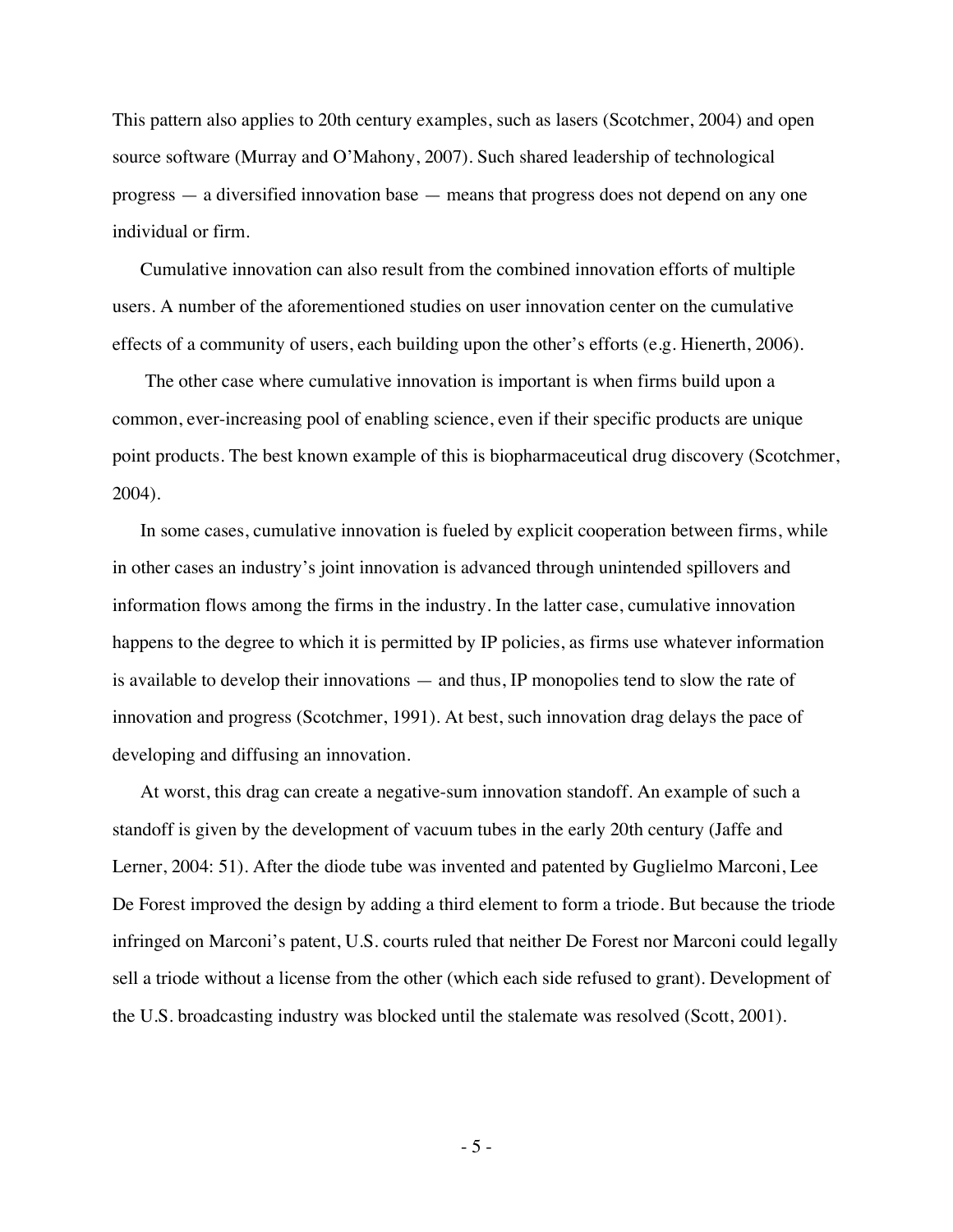This pattern also applies to 20th century examples, such as lasers (Scotchmer, 2004) and open source software (Murray and O'Mahony, 2007). Such shared leadership of technological progress — a diversified innovation base — means that progress does not depend on any one individual or firm.

Cumulative innovation can also result from the combined innovation efforts of multiple users. A number of the aforementioned studies on user innovation center on the cumulative effects of a community of users, each building upon the other's efforts (e.g. Hienerth, 2006).

The other case where cumulative innovation is important is when firms build upon a common, ever-increasing pool of enabling science, even if their specific products are unique point products. The best known example of this is biopharmaceutical drug discovery (Scotchmer, 2004).

In some cases, cumulative innovation is fueled by explicit cooperation between firms, while in other cases an industry's joint innovation is advanced through unintended spillovers and information flows among the firms in the industry. In the latter case, cumulative innovation happens to the degree to which it is permitted by IP policies, as firms use whatever information is available to develop their innovations — and thus, IP monopolies tend to slow the rate of innovation and progress (Scotchmer, 1991). At best, such innovation drag delays the pace of developing and diffusing an innovation.

At worst, this drag can create a negative-sum innovation standoff. An example of such a standoff is given by the development of vacuum tubes in the early 20th century (Jaffe and Lerner, 2004: 51). After the diode tube was invented and patented by Guglielmo Marconi, Lee De Forest improved the design by adding a third element to form a triode. But because the triode infringed on Marconi's patent, U.S. courts ruled that neither De Forest nor Marconi could legally sell a triode without a license from the other (which each side refused to grant). Development of the U.S. broadcasting industry was blocked until the stalemate was resolved (Scott, 2001).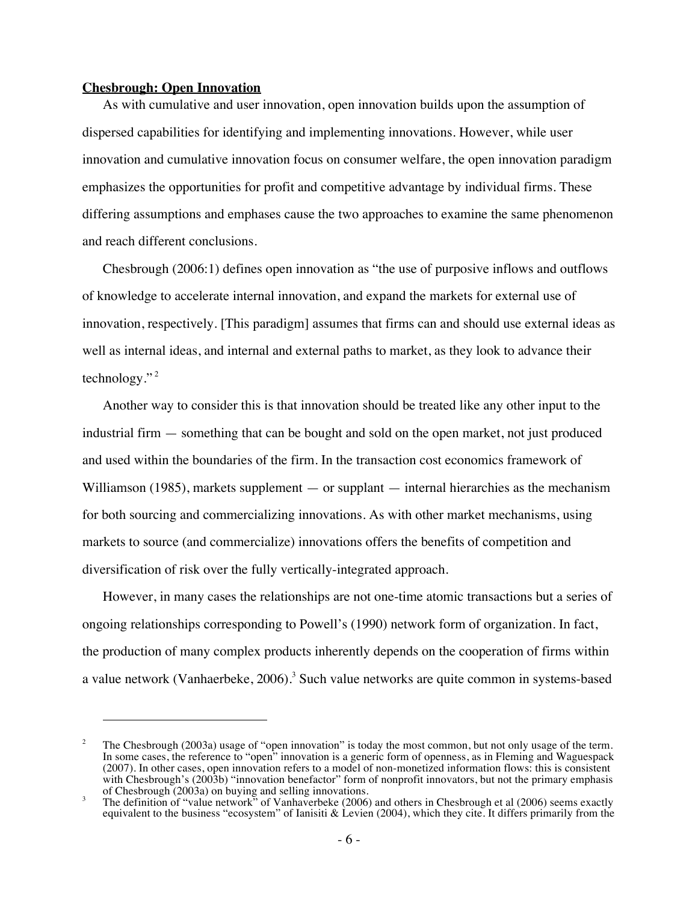**Chesbrough: Open Innovation**

As with cumulative and user innovation, open innovation builds upon the assumption of dispersed capabilities for identifying and implementing innovations. However, while user innovation and cumulative innovation focus on consumer welfare, the open innovation paradigm emphasizes the opportunities for profit and competitive advantage by individual firms. These differing assumptions and emphases cause the two approaches to examine the same phenomenon and reach different conclusions.

Chesbrough (2006:1) defines open innovation as "the use of purposive inflows and outflows of knowledge to accelerate internal innovation, and expand the markets for external use of innovation, respectively. [This paradigm] assumes that firms can and should use external ideas as well as internal ideas, and internal and external paths to market, as they look to advance their technology."[2]

Another way to consider this is that innovation should be treated like any other input to the industrial firm — something that can be bought and sold on the open market, not just produced and used within the boundaries of the firm. In the transaction cost economics framework of Williamson (1985), markets supplement — or supplant — internal hierarchies as the mechanism for both sourcing and commercializing innovations. As with other market mechanisms, using markets to source (and commercialize) innovations offers the benefits of competition and diversification of risk over the fully vertically-integrated approach.

However, in many cases the relationships are not one-time atomic transactions but a series of ongoing relationships corresponding to Powell's (1990) network form of organization. In fact, the production of many complex products inherently depends on the cooperation of firms within a value network (Vanhaerbeke, 2006).[3] Such value networks are quite common in systems-based

---

[2] The Chesbrough (2003a) usage of "open innovation" is today the most common, but not only usage of the term. In some cases, the reference to "open" innovation is a generic form of openness, as in Fleming and Waguespack (2007). In other cases, open innovation refers to a model of non-monetized information flows: this is consistent with Chesbrough's (2003b) "innovation benefactor" form of nonprofit innovators, but not the primary emphasis of Chesbrough (2003a) on buying and selling innovations.

[3] The definition of "value network" of Vanhaverbeke (2006) and others in Chesbrough et al (2006) seems exactly equivalent to the business "ecosystem" of Ianisiti & Levien (2004), which they cite. It differs primarily from the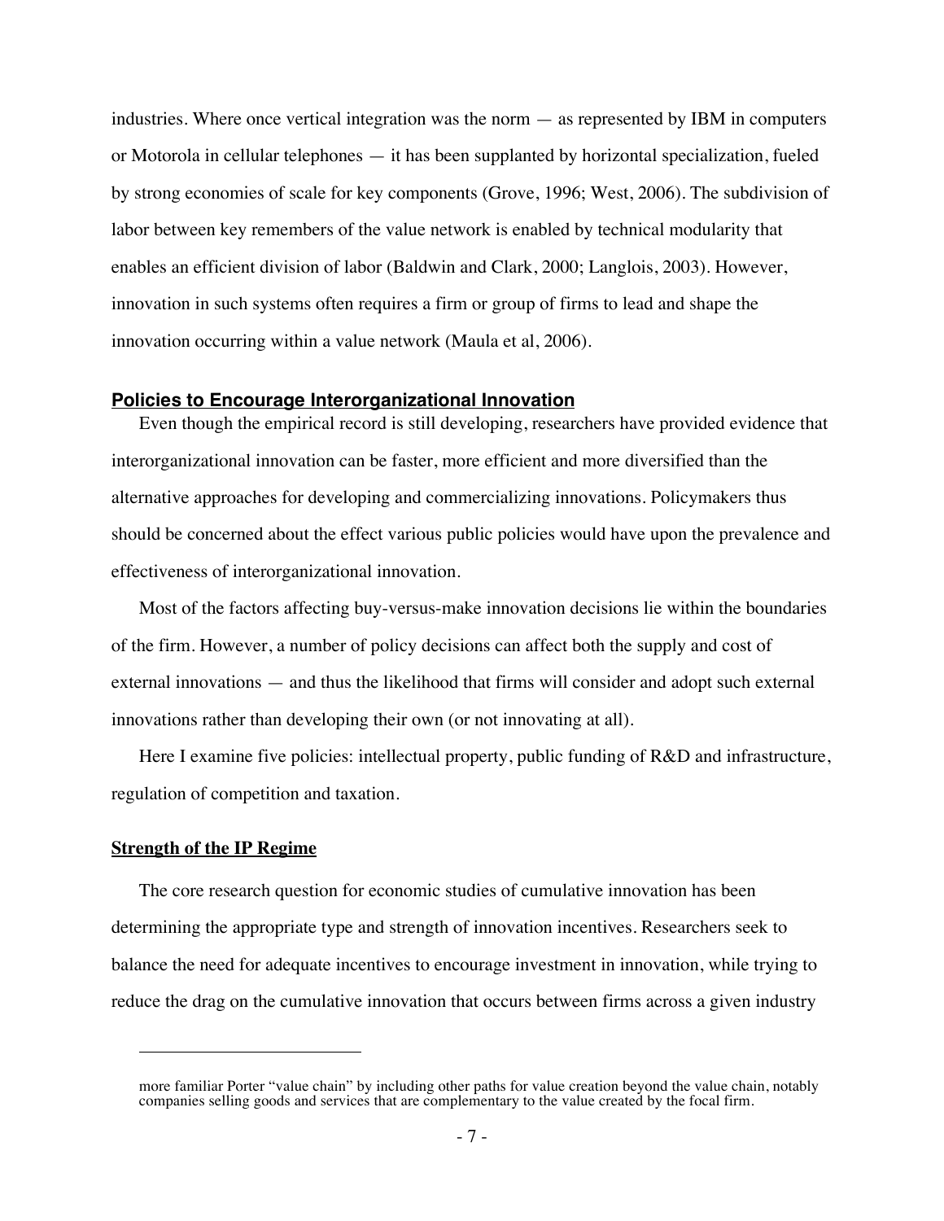industries. Where once vertical integration was the norm — as represented by IBM in computers or Motorola in cellular telephones — it has been supplanted by horizontal specialization, fueled by strong economies of scale for key components (Grove, 1996; West, 2006). The subdivision of labor between key remembers of the value network is enabled by technical modularity that enables an efficient division of labor (Baldwin and Clark, 2000; Langlois, 2003). However, innovation in such systems often requires a firm or group of firms to lead and shape the innovation occurring within a value network (Maula et al, 2006).

## Policies to Encourage Interorganizational Innovation

Even though the empirical record is still developing, researchers have provided evidence that interorganizational innovation can be faster, more efficient and more diversified than the alternative approaches for developing and commercializing innovations. Policymakers thus should be concerned about the effect various public policies would have upon the prevalence and effectiveness of interorganizational innovation.

Most of the factors affecting buy-versus-make innovation decisions lie within the boundaries of the firm. However, a number of policy decisions can affect both the supply and cost of external innovations — and thus the likelihood that firms will consider and adopt such external innovations rather than developing their own (or not innovating at all).

Here I examine five policies: intellectual property, public funding of R&D and infrastructure, regulation of competition and taxation.

### Strength of the IP Regime

The core research question for economic studies of cumulative innovation has been determining the appropriate type and strength of innovation incentives. Researchers seek to balance the need for adequate incentives to encourage investment in innovation, while trying to reduce the drag on the cumulative innovation that occurs between firms across a given industry

---

more familiar Porter "value chain" by including other paths for value creation beyond the value chain, notably companies selling goods and services that are complementary to the value created by the focal firm.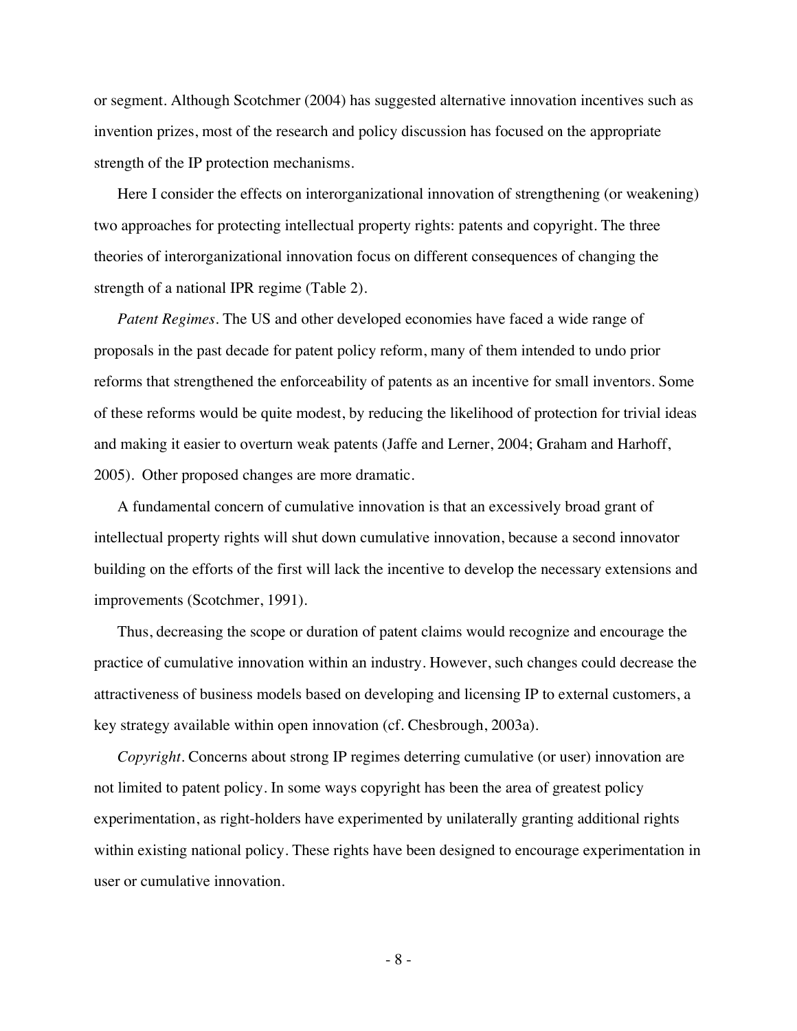or segment. Although Scotchmer (2004) has suggested alternative innovation incentives such as invention prizes, most of the research and policy discussion has focused on the appropriate strength of the IP protection mechanisms.

Here I consider the effects on interorganizational innovation of strengthening (or weakening) two approaches for protecting intellectual property rights: patents and copyright. The three theories of interorganizational innovation focus on different consequences of changing the strength of a national IPR regime (Table 2).

*Patent Regimes*. The US and other developed economies have faced a wide range of proposals in the past decade for patent policy reform, many of them intended to undo prior reforms that strengthened the enforceability of patents as an incentive for small inventors. Some of these reforms would be quite modest, by reducing the likelihood of protection for trivial ideas and making it easier to overturn weak patents (Jaffe and Lerner, 2004; Graham and Harhoff, 2005). Other proposed changes are more dramatic.

A fundamental concern of cumulative innovation is that an excessively broad grant of intellectual property rights will shut down cumulative innovation, because a second innovator building on the efforts of the first will lack the incentive to develop the necessary extensions and improvements (Scotchmer, 1991).

Thus, decreasing the scope or duration of patent claims would recognize and encourage the practice of cumulative innovation within an industry. However, such changes could decrease the attractiveness of business models based on developing and licensing IP to external customers, a key strategy available within open innovation (cf. Chesbrough, 2003a).

*Copyright*. Concerns about strong IP regimes deterring cumulative (or user) innovation are not limited to patent policy. In some ways copyright has been the area of greatest policy experimentation, as right-holders have experimented by unilaterally granting additional rights within existing national policy. These rights have been designed to encourage experimentation in user or cumulative innovation.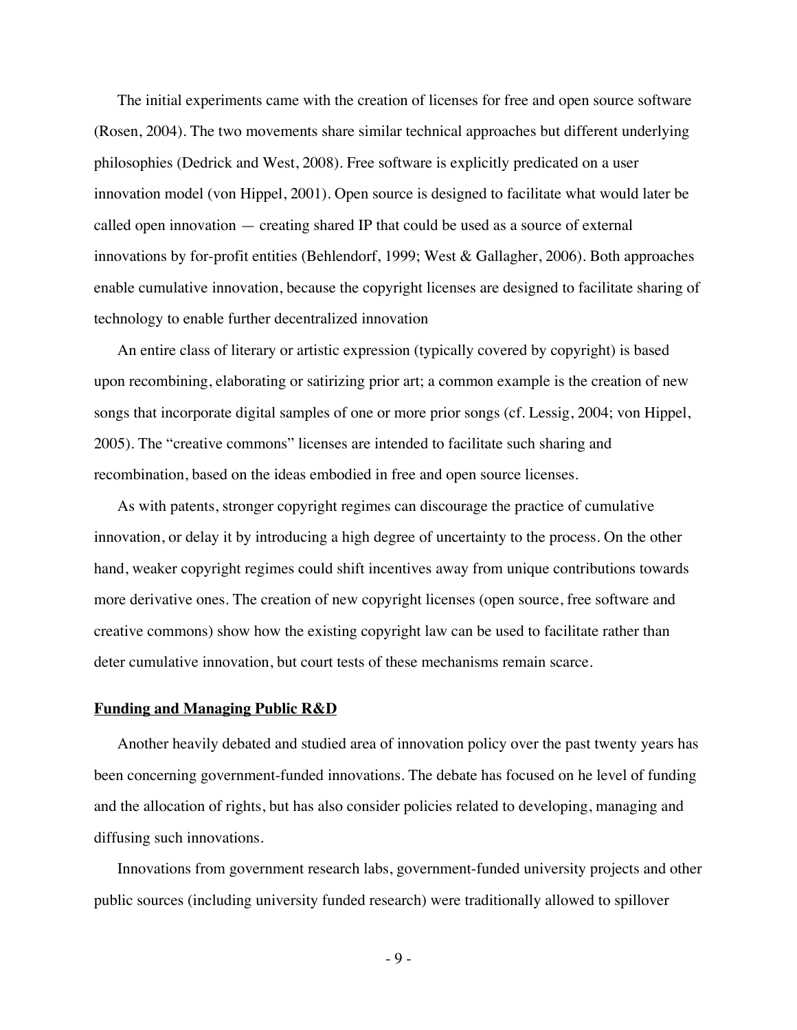The initial experiments came with the creation of licenses for free and open source software (Rosen, 2004). The two movements share similar technical approaches but different underlying philosophies (Dedrick and West, 2008). Free software is explicitly predicated on a user innovation model (von Hippel, 2001). Open source is designed to facilitate what would later be called open innovation — creating shared IP that could be used as a source of external innovations by for-profit entities (Behlendorf, 1999; West & Gallagher, 2006). Both approaches enable cumulative innovation, because the copyright licenses are designed to facilitate sharing of technology to enable further decentralized innovation

An entire class of literary or artistic expression (typically covered by copyright) is based upon recombining, elaborating or satirizing prior art; a common example is the creation of new songs that incorporate digital samples of one or more prior songs (cf. Lessig, 2004; von Hippel, 2005). The "creative commons" licenses are intended to facilitate such sharing and recombination, based on the ideas embodied in free and open source licenses.

As with patents, stronger copyright regimes can discourage the practice of cumulative innovation, or delay it by introducing a high degree of uncertainty to the process. On the other hand, weaker copyright regimes could shift incentives away from unique contributions towards more derivative ones. The creation of new copyright licenses (open source, free software and creative commons) show how the existing copyright law can be used to facilitate rather than deter cumulative innovation, but court tests of these mechanisms remain scarce.

## Funding and Managing Public R&D

Another heavily debated and studied area of innovation policy over the past twenty years has been concerning government-funded innovations. The debate has focused on he level of funding and the allocation of rights, but has also consider policies related to developing, managing and diffusing such innovations.

Innovations from government research labs, government-funded university projects and other public sources (including university funded research) were traditionally allowed to spillover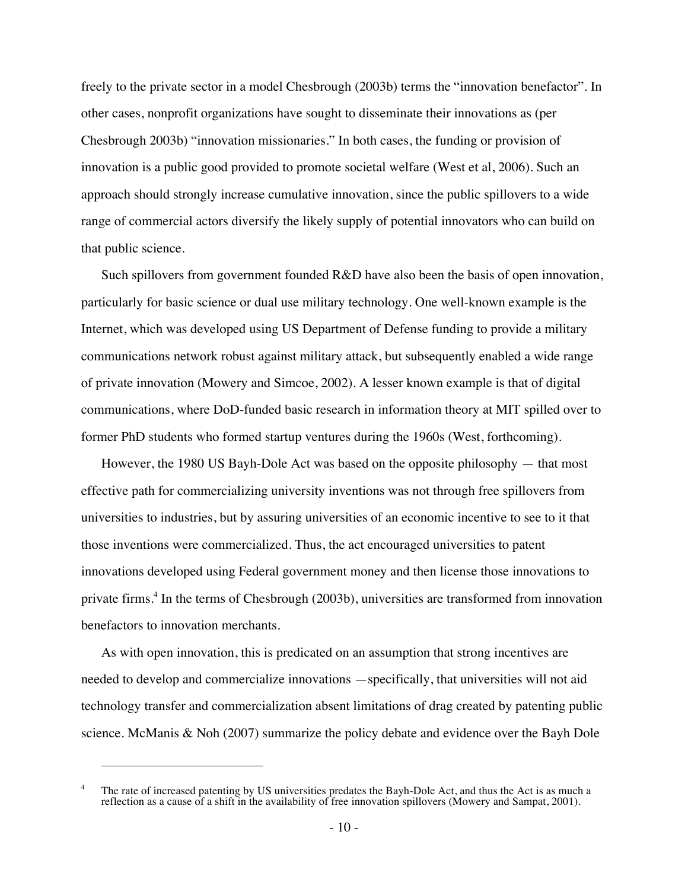freely to the private sector in a model Chesbrough (2003b) terms the "innovation benefactor". In other cases, nonprofit organizations have sought to disseminate their innovations as (per Chesbrough 2003b) "innovation missionaries." In both cases, the funding or provision of innovation is a public good provided to promote societal welfare (West et al, 2006). Such an approach should strongly increase cumulative innovation, since the public spillovers to a wide range of commercial actors diversify the likely supply of potential innovators who can build on that public science.

Such spillovers from government founded R&D have also been the basis of open innovation, particularly for basic science or dual use military technology. One well-known example is the Internet, which was developed using US Department of Defense funding to provide a military communications network robust against military attack, but subsequently enabled a wide range of private innovation (Mowery and Simcoe, 2002). A lesser known example is that of digital communications, where DoD-funded basic research in information theory at MIT spilled over to former PhD students who formed startup ventures during the 1960s (West, forthcoming).

However, the 1980 US Bayh-Dole Act was based on the opposite philosophy — that most effective path for commercializing university inventions was not through free spillovers from universities to industries, but by assuring universities of an economic incentive to see to it that those inventions were commercialized. Thus, the act encouraged universities to patent innovations developed using Federal government money and then license those innovations to private firms.[4] In the terms of Chesbrough (2003b), universities are transformed from innovation benefactors to innovation merchants.

As with open innovation, this is predicated on an assumption that strong incentives are needed to develop and commercialize innovations —specifically, that universities will not aid technology transfer and commercialization absent limitations of drag created by patenting public science. McManis & Noh (2007) summarize the policy debate and evidence over the Bayh Dole

[4] The rate of increased patenting by US universities predates the Bayh-Dole Act, and thus the Act is as much a reflection as a cause of a shift in the availability of free innovation spillovers (Mowery and Sampat, 2001).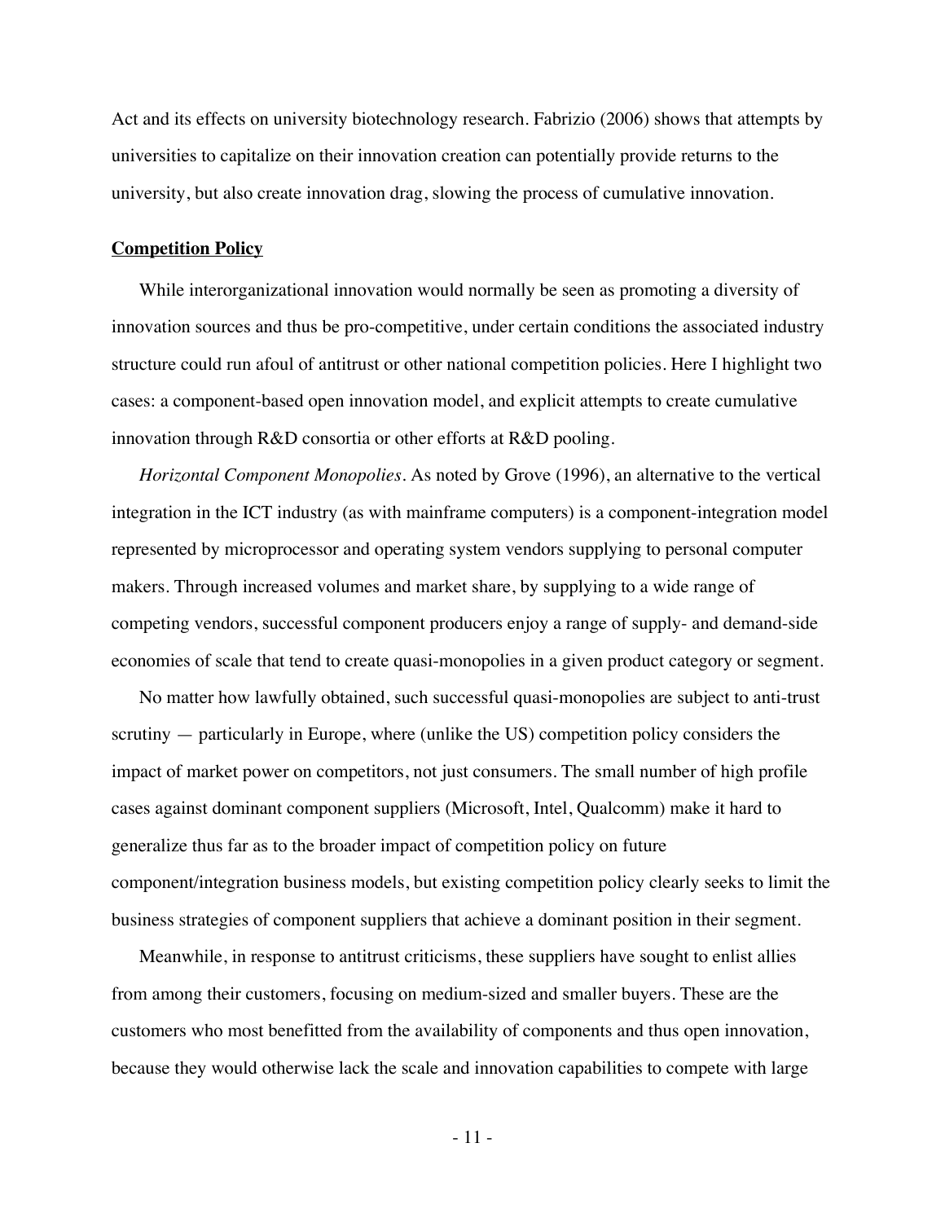Act and its effects on university biotechnology research. Fabrizio (2006) shows that attempts by universities to capitalize on their innovation creation can potentially provide returns to the university, but also create innovation drag, slowing the process of cumulative innovation.

## Competition Policy

While interorganizational innovation would normally be seen as promoting a diversity of innovation sources and thus be pro-competitive, under certain conditions the associated industry structure could run afoul of antitrust or other national competition policies. Here I highlight two cases: a component-based open innovation model, and explicit attempts to create cumulative innovation through R&D consortia or other efforts at R&D pooling.

*Horizontal Component Monopolies*. As noted by Grove (1996), an alternative to the vertical integration in the ICT industry (as with mainframe computers) is a component-integration model represented by microprocessor and operating system vendors supplying to personal computer makers. Through increased volumes and market share, by supplying to a wide range of competing vendors, successful component producers enjoy a range of supply- and demand-side economies of scale that tend to create quasi-monopolies in a given product category or segment.

No matter how lawfully obtained, such successful quasi-monopolies are subject to anti-trust scrutiny — particularly in Europe, where (unlike the US) competition policy considers the impact of market power on competitors, not just consumers. The small number of high profile cases against dominant component suppliers (Microsoft, Intel, Qualcomm) make it hard to generalize thus far as to the broader impact of competition policy on future component/integration business models, but existing competition policy clearly seeks to limit the business strategies of component suppliers that achieve a dominant position in their segment.

Meanwhile, in response to antitrust criticisms, these suppliers have sought to enlist allies from among their customers, focusing on medium-sized and smaller buyers. These are the customers who most benefitted from the availability of components and thus open innovation, because they would otherwise lack the scale and innovation capabilities to compete with large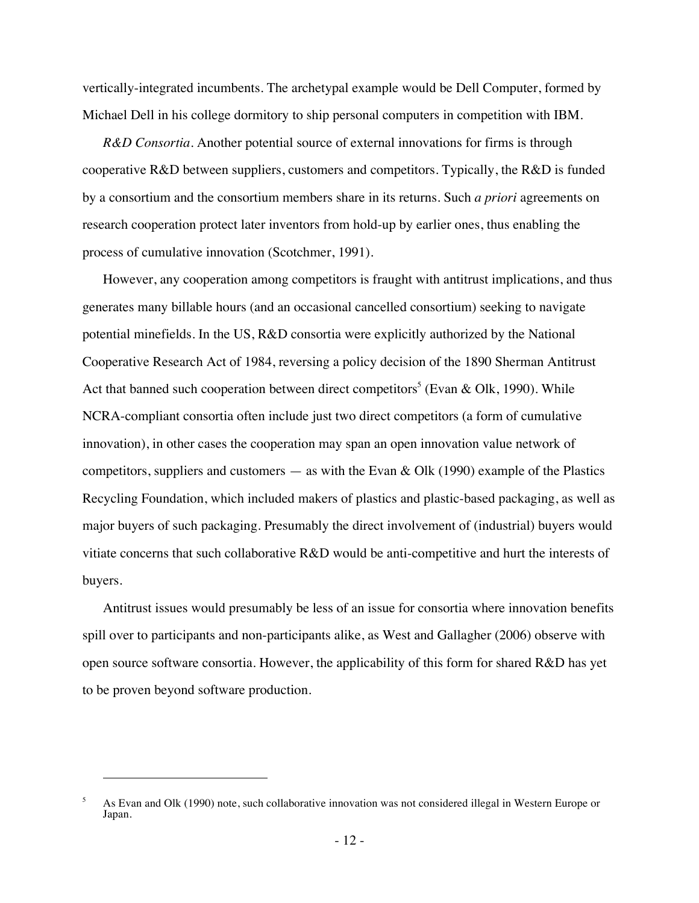vertically-integrated incumbents. The archetypal example would be Dell Computer, formed by Michael Dell in his college dormitory to ship personal computers in competition with IBM.

*R&D Consortia*. Another potential source of external innovations for firms is through cooperative R&D between suppliers, customers and competitors. Typically, the R&D is funded by a consortium and the consortium members share in its returns. Such *a priori* agreements on research cooperation protect later inventors from hold-up by earlier ones, thus enabling the process of cumulative innovation (Scotchmer, 1991).

However, any cooperation among competitors is fraught with antitrust implications, and thus generates many billable hours (and an occasional cancelled consortium) seeking to navigate potential minefields. In the US, R&D consortia were explicitly authorized by the National Cooperative Research Act of 1984, reversing a policy decision of the 1890 Sherman Antitrust Act that banned such cooperation between direct competitors[5] (Evan & Olk, 1990). While NCRA-compliant consortia often include just two direct competitors (a form of cumulative innovation), in other cases the cooperation may span an open innovation value network of competitors, suppliers and customers — as with the Evan & Olk (1990) example of the Plastics Recycling Foundation, which included makers of plastics and plastic-based packaging, as well as major buyers of such packaging. Presumably the direct involvement of (industrial) buyers would vitiate concerns that such collaborative R&D would be anti-competitive and hurt the interests of buyers.

Antitrust issues would presumably be less of an issue for consortia where innovation benefits spill over to participants and non-participants alike, as West and Gallagher (2006) observe with open source software consortia. However, the applicability of this form for shared R&D has yet to be proven beyond software production.

---

[5] As Evan and Olk (1990) note, such collaborative innovation was not considered illegal in Western Europe or Japan.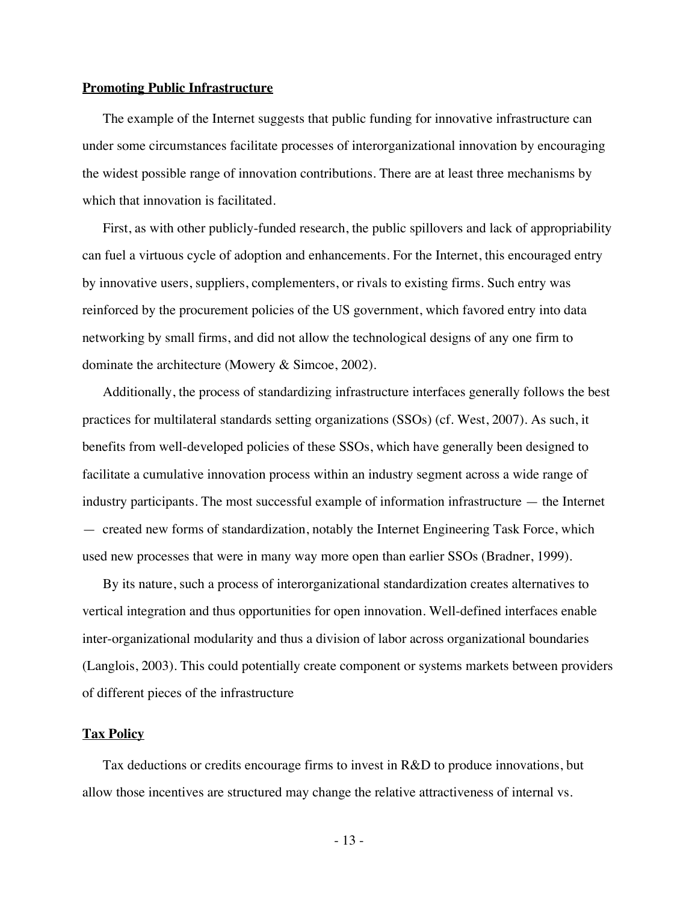## Promoting Public Infrastructure

The example of the Internet suggests that public funding for innovative infrastructure can under some circumstances facilitate processes of interorganizational innovation by encouraging the widest possible range of innovation contributions. There are at least three mechanisms by which that innovation is facilitated.

First, as with other publicly-funded research, the public spillovers and lack of appropriability can fuel a virtuous cycle of adoption and enhancements. For the Internet, this encouraged entry by innovative users, suppliers, complementers, or rivals to existing firms. Such entry was reinforced by the procurement policies of the US government, which favored entry into data networking by small firms, and did not allow the technological designs of any one firm to dominate the architecture (Mowery & Simcoe, 2002).

Additionally, the process of standardizing infrastructure interfaces generally follows the best practices for multilateral standards setting organizations (SSOs) (cf. West, 2007). As such, it benefits from well-developed policies of these SSOs, which have generally been designed to facilitate a cumulative innovation process within an industry segment across a wide range of industry participants. The most successful example of information infrastructure — the Internet — created new forms of standardization, notably the Internet Engineering Task Force, which used new processes that were in many way more open than earlier SSOs (Bradner, 1999).

By its nature, such a process of interorganizational standardization creates alternatives to vertical integration and thus opportunities for open innovation. Well-defined interfaces enable inter-organizational modularity and thus a division of labor across organizational boundaries (Langlois, 2003). This could potentially create component or systems markets between providers of different pieces of the infrastructure

## Tax Policy

Tax deductions or credits encourage firms to invest in R&D to produce innovations, but allow those incentives are structured may change the relative attractiveness of internal vs.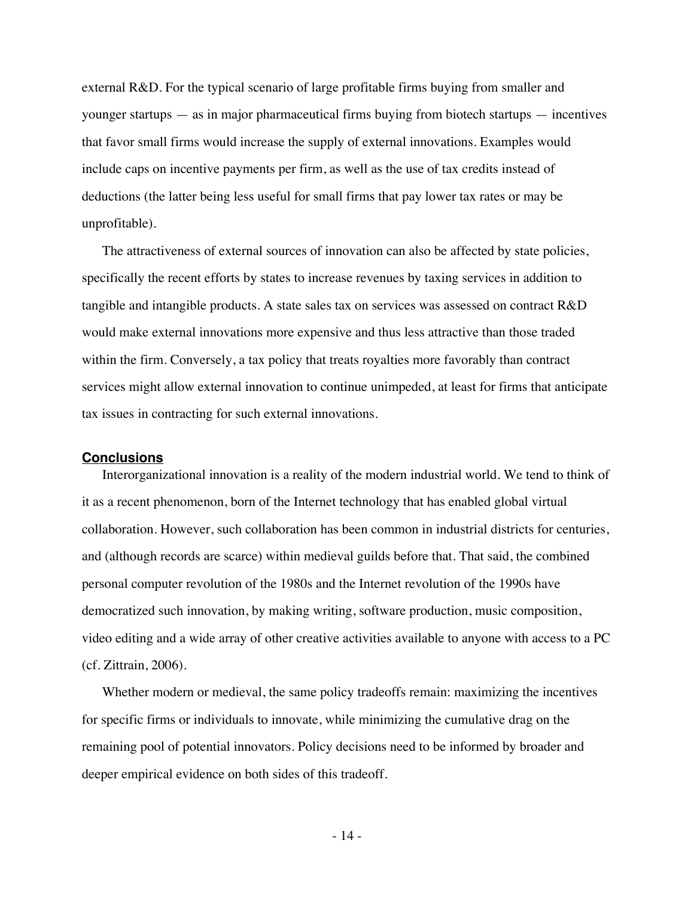external R&D. For the typical scenario of large profitable firms buying from smaller and younger startups — as in major pharmaceutical firms buying from biotech startups — incentives that favor small firms would increase the supply of external innovations. Examples would include caps on incentive payments per firm, as well as the use of tax credits instead of deductions (the latter being less useful for small firms that pay lower tax rates or may be unprofitable).

The attractiveness of external sources of innovation can also be affected by state policies, specifically the recent efforts by states to increase revenues by taxing services in addition to tangible and intangible products. A state sales tax on services was assessed on contract R&D would make external innovations more expensive and thus less attractive than those traded within the firm. Conversely, a tax policy that treats royalties more favorably than contract services might allow external innovation to continue unimpeded, at least for firms that anticipate tax issues in contracting for such external innovations.

## Conclusions

Interorganizational innovation is a reality of the modern industrial world. We tend to think of it as a recent phenomenon, born of the Internet technology that has enabled global virtual collaboration. However, such collaboration has been common in industrial districts for centuries, and (although records are scarce) within medieval guilds before that. That said, the combined personal computer revolution of the 1980s and the Internet revolution of the 1990s have democratized such innovation, by making writing, software production, music composition, video editing and a wide array of other creative activities available to anyone with access to a PC (cf. Zittrain, 2006).

Whether modern or medieval, the same policy tradeoffs remain: maximizing the incentives for specific firms or individuals to innovate, while minimizing the cumulative drag on the remaining pool of potential innovators. Policy decisions need to be informed by broader and deeper empirical evidence on both sides of this tradeoff.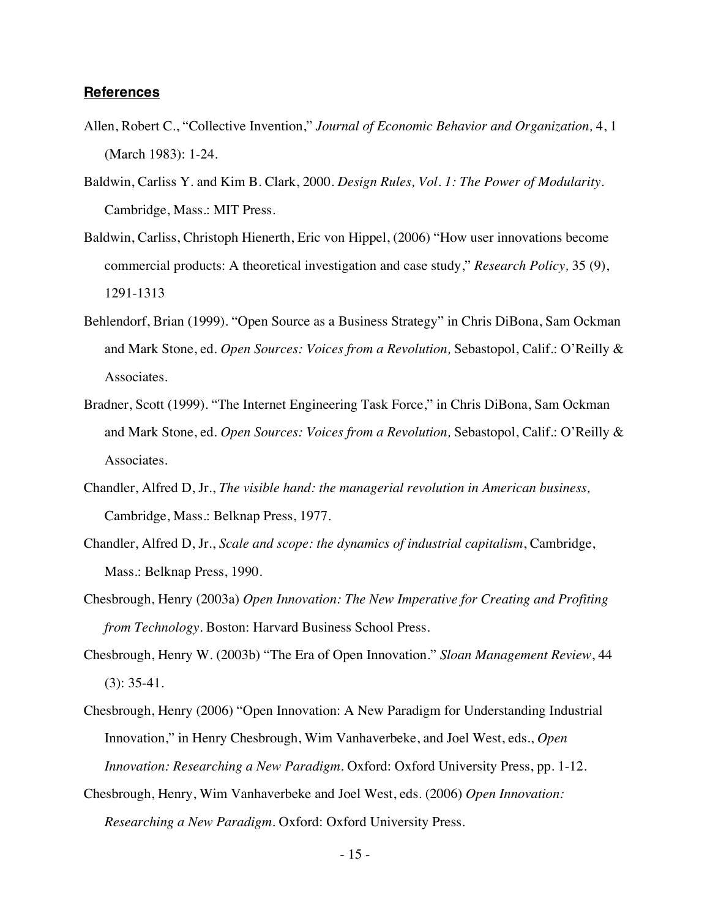## **References**

Allen, Robert C., "Collective Invention," *Journal of Economic Behavior and Organization,* 4, 1 (March 1983): 1-24.

Baldwin, Carliss Y. and Kim B. Clark, 2000. *Design Rules, Vol. 1: The Power of Modularity.* Cambridge, Mass.: MIT Press.

Baldwin, Carliss, Christoph Hienerth, Eric von Hippel, (2006) "How user innovations become commercial products: A theoretical investigation and case study," *Research Policy,* 35 (9), 1291-1313

Behlendorf, Brian (1999). "Open Source as a Business Strategy" in Chris DiBona, Sam Ockman and Mark Stone, ed. *Open Sources: Voices from a Revolution,* Sebastopol, Calif.: O'Reilly & Associates.

Bradner, Scott (1999). "The Internet Engineering Task Force," in Chris DiBona, Sam Ockman and Mark Stone, ed. *Open Sources: Voices from a Revolution,* Sebastopol, Calif.: O'Reilly & Associates.

Chandler, Alfred D, Jr., *The visible hand: the managerial revolution in American business,* Cambridge, Mass.: Belknap Press, 1977.

Chandler, Alfred D, Jr., *Scale and scope: the dynamics of industrial capitalism*, Cambridge, Mass.: Belknap Press, 1990.

Chesbrough, Henry (2003a) *Open Innovation: The New Imperative for Creating and Profiting from Technology*. Boston: Harvard Business School Press.

Chesbrough, Henry W. (2003b) "The Era of Open Innovation." *Sloan Management Review*, 44 (3): 35-41.

Chesbrough, Henry (2006) "Open Innovation: A New Paradigm for Understanding Industrial Innovation," in Henry Chesbrough, Wim Vanhaverbeke, and Joel West, eds., *Open Innovation: Researching a New Paradigm*. Oxford: Oxford University Press, pp. 1-12.

Chesbrough, Henry, Wim Vanhaverbeke and Joel West, eds. (2006) *Open Innovation: Researching a New Paradigm*. Oxford: Oxford University Press.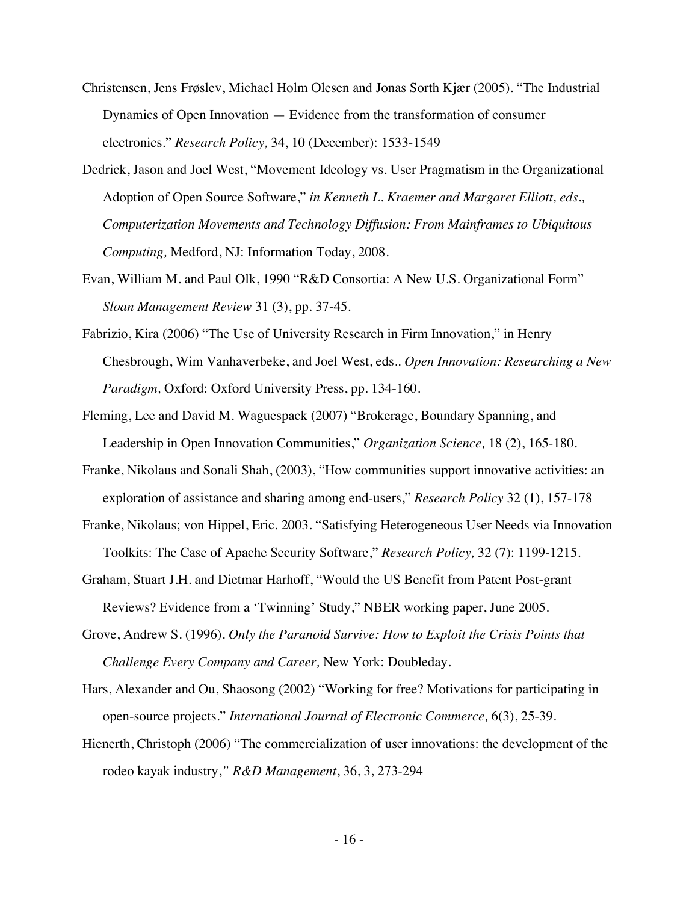Christensen, Jens Frøslev, Michael Holm Olesen and Jonas Sorth Kjær (2005). "The Industrial Dynamics of Open Innovation — Evidence from the transformation of consumer electronics." *Research Policy,* 34, 10 (December): 1533-1549

Dedrick, Jason and Joel West, "Movement Ideology vs. User Pragmatism in the Organizational Adoption of Open Source Software," *in Kenneth L. Kraemer and Margaret Elliott, eds., Computerization Movements and Technology Diffusion: From Mainframes to Ubiquitous Computing,* Medford, NJ: Information Today, 2008.

Evan, William M. and Paul Olk, 1990 "R&D Consortia: A New U.S. Organizational Form" *Sloan Management Review* 31 (3), pp. 37-45.

Fabrizio, Kira (2006) "The Use of University Research in Firm Innovation," in Henry Chesbrough, Wim Vanhaverbeke, and Joel West, eds.. *Open Innovation: Researching a New Paradigm,* Oxford: Oxford University Press, pp. 134-160.

Fleming, Lee and David M. Waguespack (2007) "Brokerage, Boundary Spanning, and Leadership in Open Innovation Communities," *Organization Science,* 18 (2), 165-180.

Franke, Nikolaus and Sonali Shah, (2003), "How communities support innovative activities: an exploration of assistance and sharing among end-users," *Research Policy* 32 (1), 157-178

Franke, Nikolaus; von Hippel, Eric. 2003. "Satisfying Heterogeneous User Needs via Innovation Toolkits: The Case of Apache Security Software," *Research Policy,* 32 (7): 1199-1215.

Graham, Stuart J.H. and Dietmar Harhoff, "Would the US Benefit from Patent Post-grant Reviews? Evidence from a 'Twinning' Study," NBER working paper, June 2005.

Grove, Andrew S. (1996). *Only the Paranoid Survive: How to Exploit the Crisis Points that Challenge Every Company and Career,* New York: Doubleday.

Hars, Alexander and Ou, Shaosong (2002) "Working for free? Motivations for participating in open-source projects." *International Journal of Electronic Commerce,* 6(3), 25-39.

Hienerth, Christoph (2006) "The commercialization of user innovations: the development of the rodeo kayak industry," *R&D Management*, 36, 3, 273-294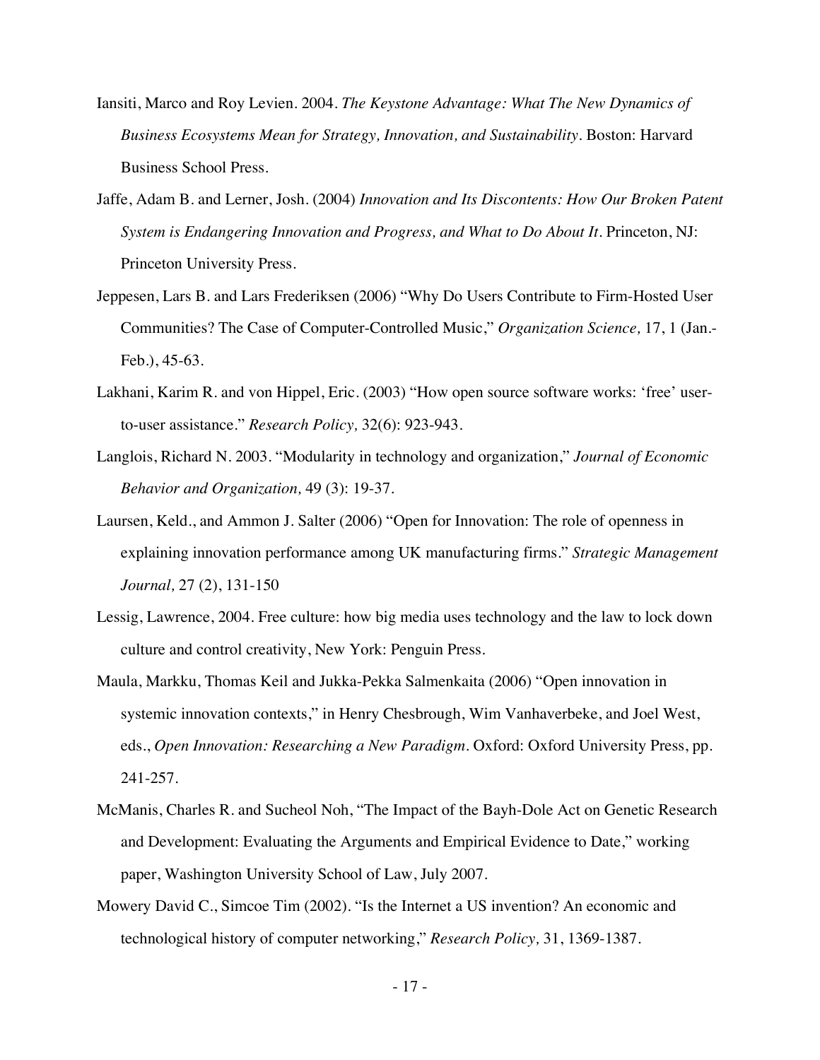Iansiti, Marco and Roy Levien. 2004. *The Keystone Advantage: What The New Dynamics of Business Ecosystems Mean for Strategy, Innovation, and Sustainability*. Boston: Harvard Business School Press.

Jaffe, Adam B. and Lerner, Josh. (2004) *Innovation and Its Discontents: How Our Broken Patent System is Endangering Innovation and Progress, and What to Do About It*. Princeton, NJ: Princeton University Press.

Jeppesen, Lars B. and Lars Frederiksen (2006) "Why Do Users Contribute to Firm-Hosted User Communities? The Case of Computer-Controlled Music," *Organization Science,* 17, 1 (Jan.-Feb.), 45-63.

Lakhani, Karim R. and von Hippel, Eric. (2003) "How open source software works: 'free' user-to-user assistance." *Research Policy,* 32(6): 923-943.

Langlois, Richard N. 2003. "Modularity in technology and organization," *Journal of Economic Behavior and Organization,* 49 (3): 19-37.

Laursen, Keld., and Ammon J. Salter (2006) "Open for Innovation: The role of openness in explaining innovation performance among UK manufacturing firms." *Strategic Management Journal,* 27 (2), 131-150

Lessig, Lawrence, 2004. Free culture: how big media uses technology and the law to lock down culture and control creativity, New York: Penguin Press.

Maula, Markku, Thomas Keil and Jukka-Pekka Salmenkaita (2006) "Open innovation in systemic innovation contexts," in Henry Chesbrough, Wim Vanhaverbeke, and Joel West, eds., *Open Innovation: Researching a New Paradigm*. Oxford: Oxford University Press, pp. 241-257.

McManis, Charles R. and Sucheol Noh, "The Impact of the Bayh-Dole Act on Genetic Research and Development: Evaluating the Arguments and Empirical Evidence to Date," working paper, Washington University School of Law, July 2007.

Mowery David C., Simcoe Tim (2002). "Is the Internet a US invention? An economic and technological history of computer networking," *Research Policy,* 31, 1369-1387.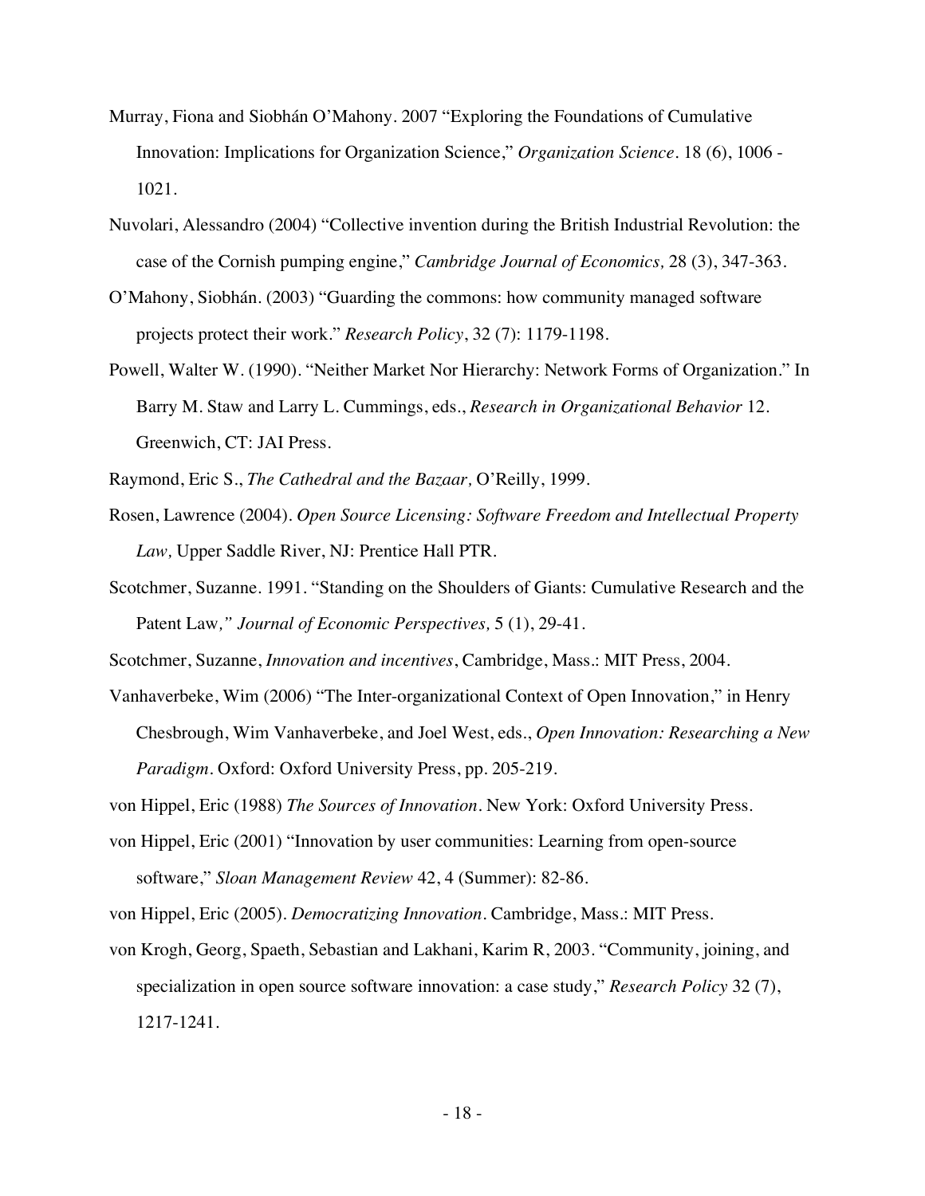Murray, Fiona and Siobhán O'Mahony. 2007 "Exploring the Foundations of Cumulative Innovation: Implications for Organization Science," *Organization Science*. 18 (6), 1006 - 1021.

Nuvolari, Alessandro (2004) "Collective invention during the British Industrial Revolution: the case of the Cornish pumping engine," *Cambridge Journal of Economics,* 28 (3), 347-363.

O'Mahony, Siobhán. (2003) "Guarding the commons: how community managed software projects protect their work." *Research Policy*, 32 (7): 1179-1198.

Powell, Walter W. (1990). "Neither Market Nor Hierarchy: Network Forms of Organization." In Barry M. Staw and Larry L. Cummings, eds., *Research in Organizational Behavior* 12. Greenwich, CT: JAI Press.

Raymond, Eric S., *The Cathedral and the Bazaar,* O'Reilly, 1999.

Rosen, Lawrence (2004). *Open Source Licensing: Software Freedom and Intellectual Property Law,* Upper Saddle River, NJ: Prentice Hall PTR.

Scotchmer, Suzanne. 1991. "Standing on the Shoulders of Giants: Cumulative Research and the Patent Law*," Journal of Economic Perspectives,* 5 (1), 29-41.

Scotchmer, Suzanne, *Innovation and incentives*, Cambridge, Mass.: MIT Press, 2004.

Vanhaverbeke, Wim (2006) "The Inter-organizational Context of Open Innovation," in Henry Chesbrough, Wim Vanhaverbeke, and Joel West, eds., *Open Innovation: Researching a New Paradigm*. Oxford: Oxford University Press, pp. 205-219.

von Hippel, Eric (1988) *The Sources of Innovation*. New York: Oxford University Press.

von Hippel, Eric (2001) "Innovation by user communities: Learning from open-source software," *Sloan Management Review* 42, 4 (Summer): 82-86.

von Hippel, Eric (2005). *Democratizing Innovation*. Cambridge, Mass.: MIT Press.

von Krogh, Georg, Spaeth, Sebastian and Lakhani, Karim R, 2003. "Community, joining, and specialization in open source software innovation: a case study," *Research Policy* 32 (7), 1217-1241.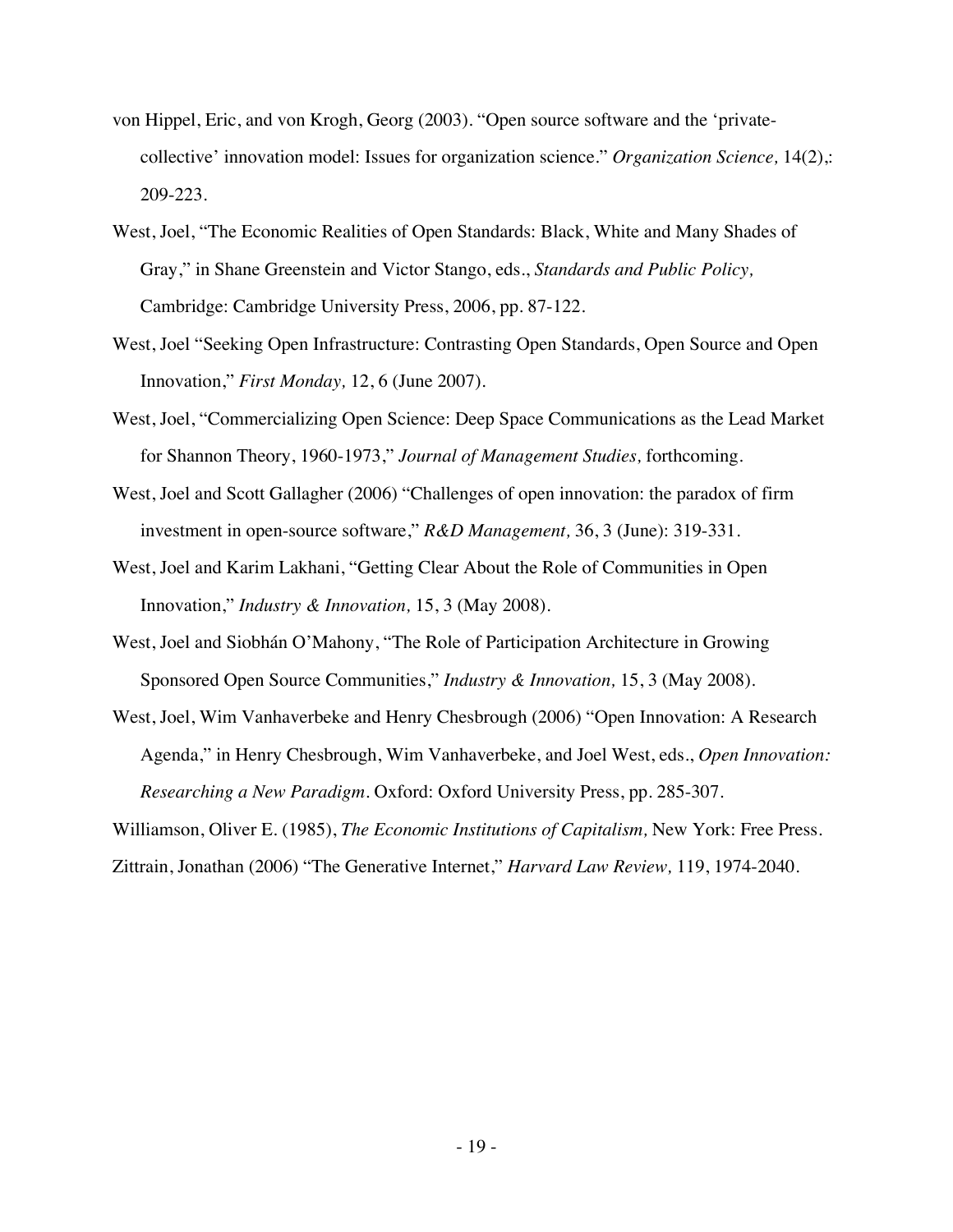von Hippel, Eric, and von Krogh, Georg (2003). "Open source software and the 'private-collective' innovation model: Issues for organization science." *Organization Science,* 14(2),: 209-223.

West, Joel, "The Economic Realities of Open Standards: Black, White and Many Shades of Gray," in Shane Greenstein and Victor Stango, eds., *Standards and Public Policy,* Cambridge: Cambridge University Press, 2006, pp. 87-122.

West, Joel "Seeking Open Infrastructure: Contrasting Open Standards, Open Source and Open Innovation," *First Monday,* 12, 6 (June 2007).

West, Joel, "Commercializing Open Science: Deep Space Communications as the Lead Market for Shannon Theory, 1960-1973," *Journal of Management Studies,* forthcoming.

West, Joel and Scott Gallagher (2006) "Challenges of open innovation: the paradox of firm investment in open-source software," *R&D Management,* 36, 3 (June): 319-331.

West, Joel and Karim Lakhani, "Getting Clear About the Role of Communities in Open Innovation," *Industry & Innovation,* 15, 3 (May 2008).

West, Joel and Siobhán O'Mahony, "The Role of Participation Architecture in Growing Sponsored Open Source Communities," *Industry & Innovation,* 15, 3 (May 2008).

West, Joel, Wim Vanhaverbeke and Henry Chesbrough (2006) "Open Innovation: A Research Agenda," in Henry Chesbrough, Wim Vanhaverbeke, and Joel West, eds., *Open Innovation: Researching a New Paradigm*. Oxford: Oxford University Press, pp. 285-307.

Williamson, Oliver E. (1985), *The Economic Institutions of Capitalism,* New York: Free Press.

Zittrain, Jonathan (2006) "The Generative Internet," *Harvard Law Review,* 119, 1974-2040.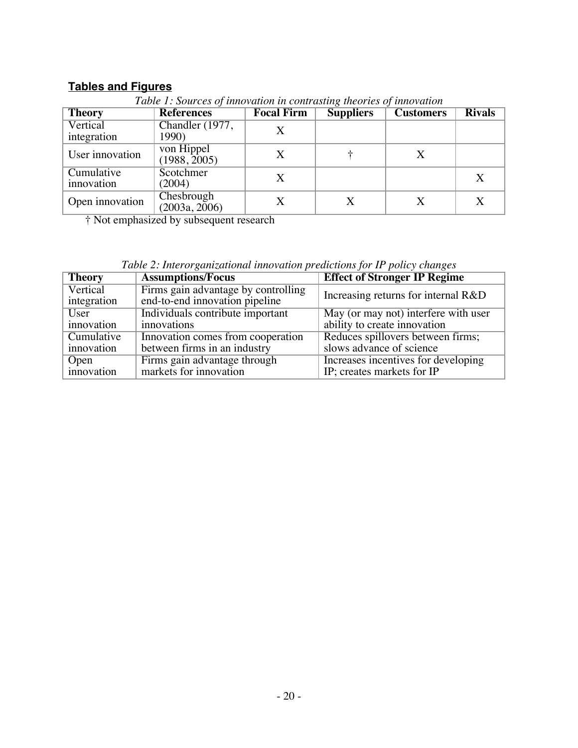## Tables and Figures

*Table 1: Sources of innovation in contrasting theories of innovation*

| Theory | References | Focal Firm | Suppliers | Customers | Rivals |
|---|---|---|---|---|---|
| Vertical integration | Chandler (1977, 1990) | X | | | |
| User innovation | von Hippel (1988, 2005) | X | † | X | |
| Cumulative innovation | Scotchmer (2004) | X | | | X |
| Open innovation | Chesbrough (2003a, 2006) | X | X | X | X |

† Not emphasized by subsequent research

*Table 2: Interorganizational innovation predictions for IP policy changes*

| Theory | Assumptions/Focus | Effect of Stronger IP Regime |
|---|---|---|
| Vertical integration | Firms gain advantage by controlling end-to-end innovation pipeline | Increasing returns for internal R&D |
| User innovation | Individuals contribute important innovations | May (or may not) interfere with user ability to create innovation |
| Cumulative innovation | Innovation comes from cooperation between firms in an industry | Reduces spillovers between firms; slows advance of science |
| Open innovation | Firms gain advantage through markets for innovation | Increases incentives for developing IP; creates markets for IP |